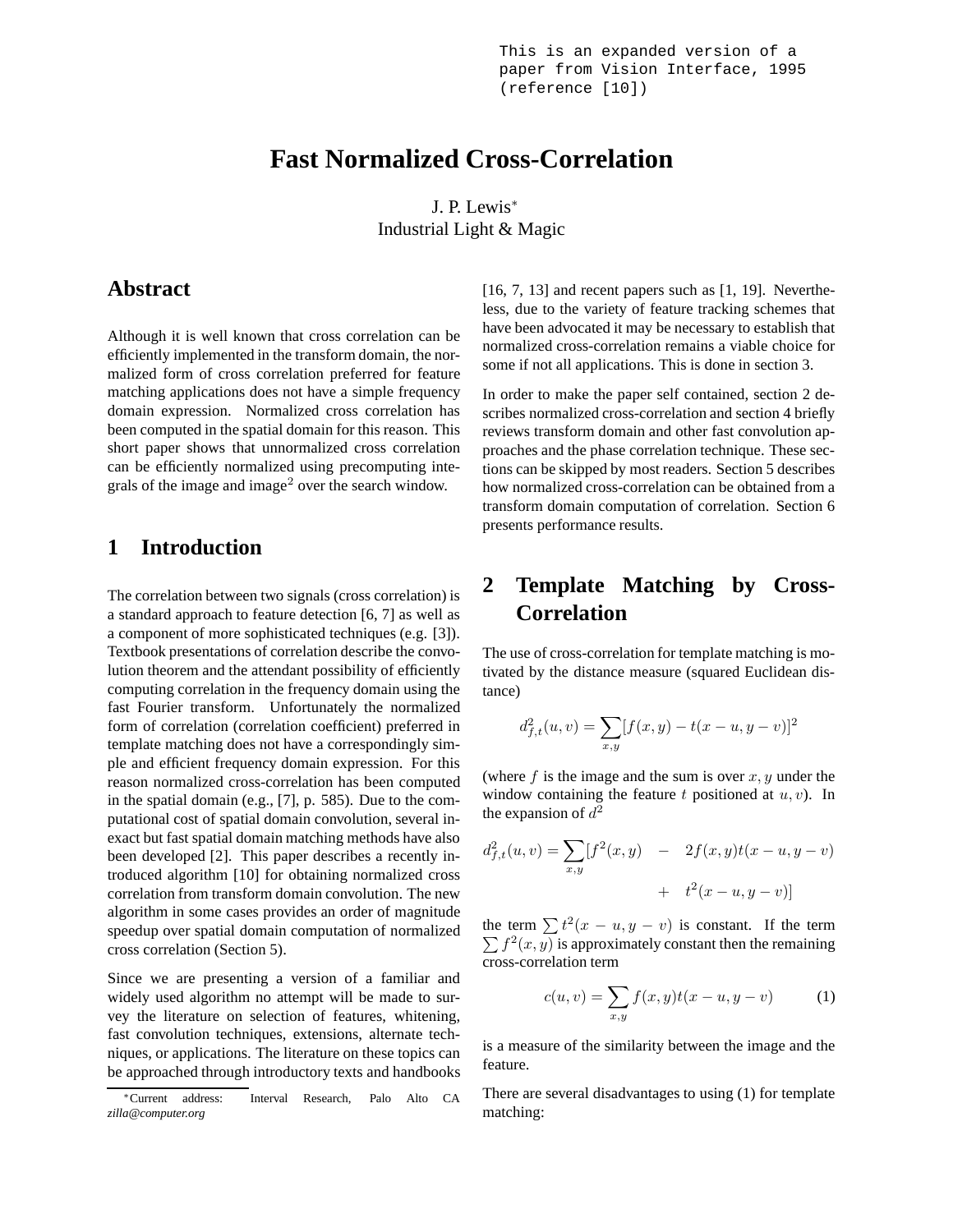This is an expanded version of a paper from Vision Interface, 1995 (reference [10])

# Fast Normalized Cross-Correlation

J. P. Lewis*
Industrial Light & Magic

## Abstract

Although it is well known that cross correlation can be efficiently implemented in the transform domain, the normalized form of cross correlation preferred for feature matching applications does not have a simple frequency domain expression. Normalized cross correlation has been computed in the spatial domain for this reason. This short paper shows that unnormalized cross correlation can be efficiently normalized using precomputing integrals of the image and image$^2$ over the search window.

## 1 Introduction

The correlation between two signals (cross correlation) is a standard approach to feature detection [6, 7] as well as a component of more sophisticated techniques (e.g. [3]). Textbook presentations of correlation describe the convolution theorem and the attendant possibility of efficiently computing correlation in the frequency domain using the fast Fourier transform. Unfortunately the normalized form of correlation (correlation coefficient) preferred in template matching does not have a correspondingly simple and efficient frequency domain expression. For this reason normalized cross-correlation has been computed in the spatial domain (e.g., [7], p. 585). Due to the computational cost of spatial domain convolution, several inexact but fast spatial domain matching methods have also been developed [2]. This paper describes a recently introduced algorithm [10] for obtaining normalized cross correlation from transform domain convolution. The new algorithm in some cases provides an order of magnitude speedup over spatial domain computation of normalized cross correlation (Section 5).

Since we are presenting a version of a familiar and widely used algorithm no attempt will be made to survey the literature on selection of features, whitening, fast convolution techniques, extensions, alternate techniques, or applications. The literature on these topics can be approached through introductory texts and handbooks [16, 7, 13] and recent papers such as [1, 19]. Nevertheless, due to the variety of feature tracking schemes that have been advocated it may be necessary to establish that normalized cross-correlation remains a viable choice for some if not all applications. This is done in section 3.

In order to make the paper self contained, section 2 describes normalized cross-correlation and section 4 briefly reviews transform domain and other fast convolution approaches and the phase correlation technique. These sections can be skipped by most readers. Section 5 describes how normalized cross-correlation can be obtained from a transform domain computation of correlation. Section 6 presents performance results.

## 2 Template Matching by Cross-Correlation

The use of cross-correlation for template matching is motivated by the distance measure (squared Euclidean distance)

$$d_{f,t}^2(u,v) = \sum_{x,y}[f(x,y) - t(x-u, y-v)]^2$$

(where $f$ is the image and the sum is over $x, y$ under the window containing the feature $t$ positioned at $u, v$). In the expansion of $d^2$

$$d_{f,t}^2(u,v) = \sum_{x,y}[f^2(x,y) \quad - \quad 2f(x,y)t(x-u,y-v) \quad + \quad t^2(x-u,y-v)]$$

the term $\sum t^2(x-u, y-v)$ is constant. If the term $\sum f^2(x,y)$ is approximately constant then the remaining cross-correlation term

$$c(u,v) = \sum_{x,y} f(x,y)t(x-u,y-v) \tag{1}$$

is a measure of the similarity between the image and the feature.

There are several disadvantages to using (1) for template matching:

*Current address: Interval Research, Palo Alto CA *zilla@computer.org*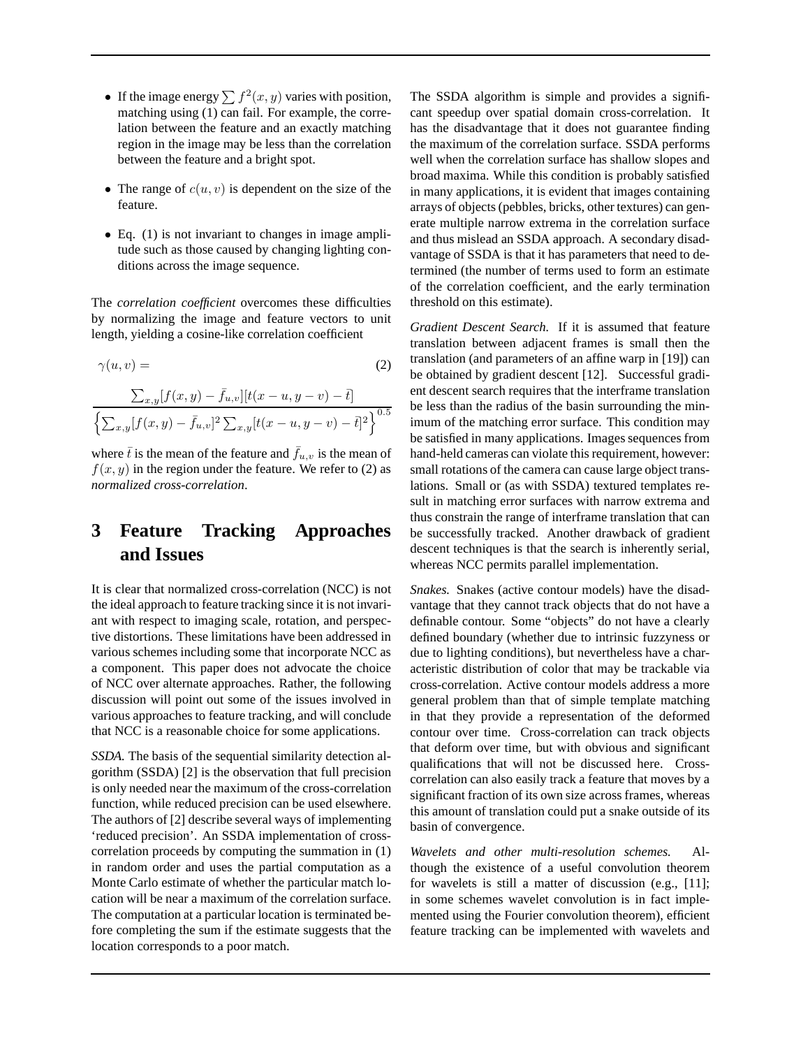- If the image energy $\sum f^2(x,y)$ varies with position, matching using (1) can fail. For example, the correlation between the feature and an exactly matching region in the image may be less than the correlation between the feature and a bright spot.
- The range of $c(u,v)$ is dependent on the size of the feature.
- Eq. (1) is not invariant to changes in image amplitude such as those caused by changing lighting conditions across the image sequence.

The *correlation coefficient* overcomes these difficulties by normalizing the image and feature vectors to unit length, yielding a cosine-like correlation coefficient

$$\gamma(u,v) = \frac{\sum_{x,y}[f(x,y) - \bar{f}_{u,v}][t(x-u,y-v) - \bar{t}]}{\left\{\sum_{x,y}[f(x,y) - \bar{f}_{u,v}]^2 \sum_{x,y}[t(x-u,y-v) - \bar{t}]^2\right\}^{0.5}} \quad (2)$$

where $\bar{t}$ is the mean of the feature and $\bar{f}_{u,v}$ is the mean of $f(x,y)$ in the region under the feature. We refer to (2) as *normalized cross-correlation*.

# 3 Feature Tracking Approaches and Issues

It is clear that normalized cross-correlation (NCC) is not the ideal approach to feature tracking since it is not invariant with respect to imaging scale, rotation, and perspective distortions. These limitations have been addressed in various schemes including some that incorporate NCC as a component. This paper does not advocate the choice of NCC over alternate approaches. Rather, the following discussion will point out some of the issues involved in various approaches to feature tracking, and will conclude that NCC is a reasonable choice for some applications.

*SSDA.* The basis of the sequential similarity detection algorithm (SSDA) [2] is the observation that full precision is only needed near the maximum of the cross-correlation function, while reduced precision can be used elsewhere. The authors of [2] describe several ways of implementing 'reduced precision'. An SSDA implementation of cross-correlation proceeds by computing the summation in (1) in random order and uses the partial computation as a Monte Carlo estimate of whether the particular match location will be near a maximum of the correlation surface. The computation at a particular location is terminated before completing the sum if the estimate suggests that the location corresponds to a poor match.

The SSDA algorithm is simple and provides a significant speedup over spatial domain cross-correlation. It has the disadvantage that it does not guarantee finding the maximum of the correlation surface. SSDA performs well when the correlation surface has shallow slopes and broad maxima. While this condition is probably satisfied in many applications, it is evident that images containing arrays of objects (pebbles, bricks, other textures) can generate multiple narrow extrema in the correlation surface and thus mislead an SSDA approach. A secondary disadvantage of SSDA is that it has parameters that need to determined (the number of terms used to form an estimate of the correlation coefficient, and the early termination threshold on this estimate).

*Gradient Descent Search.* If it is assumed that feature translation between adjacent frames is small then the translation (and parameters of an affine warp in [19]) can be obtained by gradient descent [12]. Successful gradient descent search requires that the interframe translation be less than the radius of the basin surrounding the minimum of the matching error surface. This condition may be satisfied in many applications. Images sequences from hand-held cameras can violate this requirement, however: small rotations of the camera can cause large object translations. Small or (as with SSDA) textured templates result in matching error surfaces with narrow extrema and thus constrain the range of interframe translation that can be successfully tracked. Another drawback of gradient descent techniques is that the search is inherently serial, whereas NCC permits parallel implementation.

*Snakes.* Snakes (active contour models) have the disadvantage that they cannot track objects that do not have a definable contour. Some "objects" do not have a clearly defined boundary (whether due to intrinsic fuzzyness or due to lighting conditions), but nevertheless have a characteristic distribution of color that may be trackable via cross-correlation. Active contour models address a more general problem than that of simple template matching in that they provide a representation of the deformed contour over time. Cross-correlation can track objects that deform over time, but with obvious and significant qualifications that will not be discussed here. Cross-correlation can also easily track a feature that moves by a significant fraction of its own size across frames, whereas this amount of translation could put a snake outside of its basin of convergence.

*Wavelets and other multi-resolution schemes.* Although the existence of a useful convolution theorem for wavelets is still a matter of discussion (e.g., [11]; in some schemes wavelet convolution is in fact implemented using the Fourier convolution theorem), efficient feature tracking can be implemented with wavelets and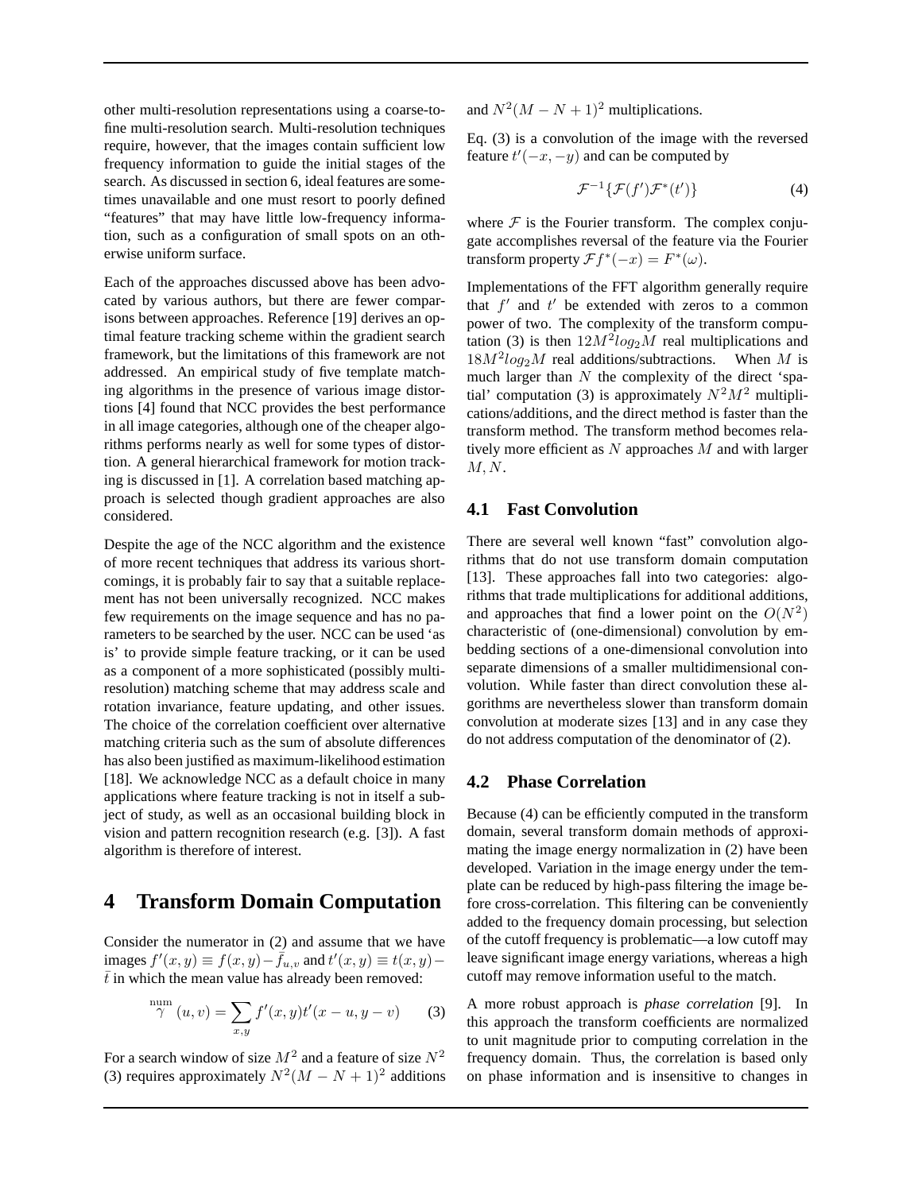other multi-resolution representations using a coarse-to-fine multi-resolution search. Multi-resolution techniques require, however, that the images contain sufficient low frequency information to guide the initial stages of the search. As discussed in section 6, ideal features are sometimes unavailable and one must resort to poorly defined "features" that may have little low-frequency information, such as a configuration of small spots on an otherwise uniform surface.

Each of the approaches discussed above has been advocated by various authors, but there are fewer comparisons between approaches. Reference [19] derives an optimal feature tracking scheme within the gradient search framework, but the limitations of this framework are not addressed. An empirical study of five template matching algorithms in the presence of various image distortions [4] found that NCC provides the best performance in all image categories, although one of the cheaper algorithms performs nearly as well for some types of distortion. A general hierarchical framework for motion tracking is discussed in [1]. A correlation based matching approach is selected though gradient approaches are also considered.

Despite the age of the NCC algorithm and the existence of more recent techniques that address its various shortcomings, it is probably fair to say that a suitable replacement has not been universally recognized. NCC makes few requirements on the image sequence and has no parameters to be searched by the user. NCC can be used 'as is' to provide simple feature tracking, or it can be used as a component of a more sophisticated (possibly multi-resolution) matching scheme that may address scale and rotation invariance, feature updating, and other issues. The choice of the correlation coefficient over alternative matching criteria such as the sum of absolute differences has also been justified as maximum-likelihood estimation [18]. We acknowledge NCC as a default choice in many applications where feature tracking is not in itself a subject of study, as well as an occasional building block in vision and pattern recognition research (e.g. [3]). A fast algorithm is therefore of interest.

# 4 Transform Domain Computation

Consider the numerator in (2) and assume that we have images $f'(x,y) \equiv f(x,y) - \bar{f}_{u,v}$ and $t'(x,y) \equiv t(x,y) - \bar{t}$ in which the mean value has already been removed:

$$\overset{\text{num}}{\gamma}(u,v) = \sum_{x,y} f'(x,y)t'(x-u,y-v) \qquad (3)$$

For a search window of size $M^2$ and a feature of size $N^2$ (3) requires approximately $N^2(M-N+1)^2$ additions and $N^2(M-N+1)^2$ multiplications.

Eq. (3) is a convolution of the image with the reversed feature $t'(-x,-y)$ and can be computed by

$$\mathcal{F}^{-1}\{\mathcal{F}(f')\mathcal{F}^*(t')\} \qquad (4)$$

where $\mathcal{F}$ is the Fourier transform. The complex conjugate accomplishes reversal of the feature via the Fourier transform property $\mathcal{F}f^*(-x) = F^*(\omega)$.

Implementations of the FFT algorithm generally require that $f'$ and $t'$ be extended with zeros to a common power of two. The complexity of the transform computation (3) is then $12M^2log_2M$ real multiplications and $18M^2log_2M$ real additions/subtractions. When $M$ is much larger than $N$ the complexity of the direct 'spatial' computation (3) is approximately $N^2M^2$ multiplications/additions, and the direct method is faster than the transform method. The transform method becomes relatively more efficient as $N$ approaches $M$ and with larger $M, N$.

## 4.1 Fast Convolution

There are several well known "fast" convolution algorithms that do not use transform domain computation [13]. These approaches fall into two categories: algorithms that trade multiplications for additional additions, and approaches that find a lower point on the $O(N^2)$ characteristic of (one-dimensional) convolution by embedding sections of a one-dimensional convolution into separate dimensions of a smaller multidimensional convolution. While faster than direct convolution these algorithms are nevertheless slower than transform domain convolution at moderate sizes [13] and in any case they do not address computation of the denominator of (2).

## 4.2 Phase Correlation

Because (4) can be efficiently computed in the transform domain, several transform domain methods of approximating the image energy normalization in (2) have been developed. Variation in the image energy under the template can be reduced by high-pass filtering the image before cross-correlation. This filtering can be conveniently added to the frequency domain processing, but selection of the cutoff frequency is problematic—a low cutoff may leave significant image energy variations, whereas a high cutoff may remove information useful to the match.

A more robust approach is *phase correlation* [9]. In this approach the transform coefficients are normalized to unit magnitude prior to computing correlation in the frequency domain. Thus, the correlation is based only on phase information and is insensitive to changes in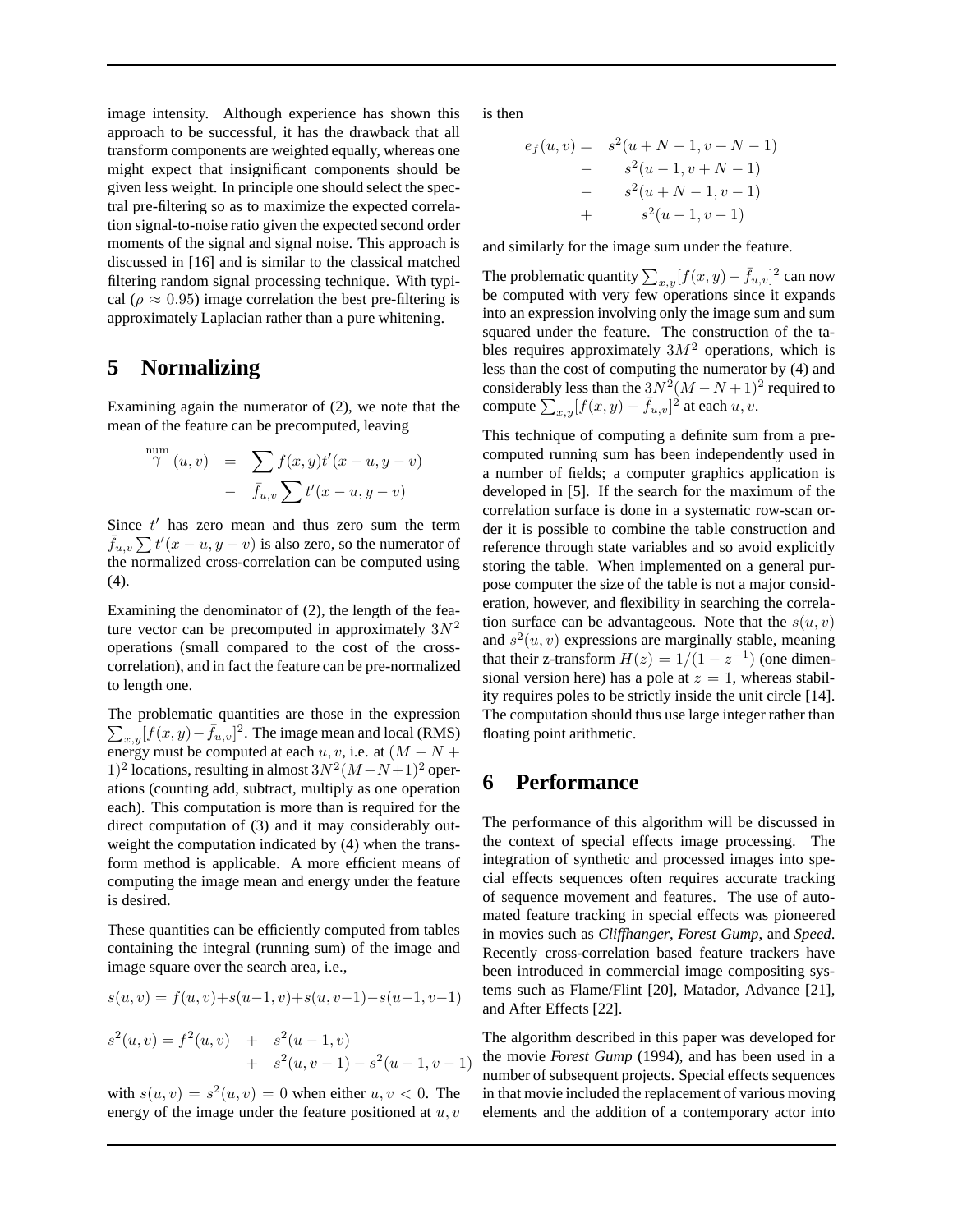image intensity. Although experience has shown this approach to be successful, it has the drawback that all transform components are weighted equally, whereas one might expect that insignificant components should be given less weight. In principle one should select the spectral pre-filtering so as to maximize the expected correlation signal-to-noise ratio given the expected second order moments of the signal and signal noise. This approach is discussed in [16] and is similar to the classical matched filtering random signal processing technique. With typical ($\rho \approx 0.95$) image correlation the best pre-filtering is approximately Laplacian rather than a pure whitening.

# 5 Normalizing

Examining again the numerator of (2), we note that the mean of the feature can be precomputed, leaving

$$
\begin{aligned}
\overset{\text{num}}{\gamma}(u,v) &= \sum f(x,y)t'(x-u,y-v) \\
&- \bar{f}_{u,v}\sum t'(x-u,y-v)
\end{aligned}
$$

Since $t'$ has zero mean and thus zero sum the term $\bar{f}_{u,v}\sum t'(x-u,y-v)$ is also zero, so the numerator of the normalized cross-correlation can be computed using (4).

Examining the denominator of (2), the length of the feature vector can be precomputed in approximately $3N^2$ operations (small compared to the cost of the cross-correlation), and in fact the feature can be pre-normalized to length one.

The problematic quantities are those in the expression $\sum_{x,y}[f(x,y)-\bar{f}_{u,v}]^2$. The image mean and local (RMS) energy must be computed at each $u,v$, i.e. at $(M-N+1)^2$ locations, resulting in almost $3N^2(M-N+1)^2$ operations (counting add, subtract, multiply as one operation each). This computation is more than is required for the direct computation of (3) and it may considerably outweight the computation indicated by (4) when the transform method is applicable. A more efficient means of computing the image mean and energy under the feature is desired.

These quantities can be efficiently computed from tables containing the integral (running sum) of the image and image square over the search area, i.e.,

$$
s(u,v) = f(u,v) + s(u-1,v) + s(u,v-1) - s(u-1,v-1)
$$

$$
\begin{aligned}
s^2(u,v) = f^2(u,v) &+ s^2(u-1,v) \\
&+ s^2(u,v-1) - s^2(u-1,v-1)
\end{aligned}
$$

with $s(u,v) = s^2(u,v) = 0$ when either $u,v < 0$. The energy of the image under the feature positioned at $u,v$ is then

$$
\begin{aligned}
e_f(u,v) = \;& s^2(u+N-1,v+N-1) \\
- \;& s^2(u-1,v+N-1) \\
- \;& s^2(u+N-1,v-1) \\
+ \;& s^2(u-1,v-1)
\end{aligned}
$$

and similarly for the image sum under the feature.

The problematic quantity $\sum_{x,y}[f(x,y)-\bar{f}_{u,v}]^2$ can now be computed with very few operations since it expands into an expression involving only the image sum and sum squared under the feature. The construction of the tables requires approximately $3M^2$ operations, which is less than the cost of computing the numerator by (4) and considerably less than the $3N^2(M-N+1)^2$ required to compute $\sum_{x,y}[f(x,y)-\bar{f}_{u,v}]^2$ at each $u,v$.

This technique of computing a definite sum from a precomputed running sum has been independently used in a number of fields; a computer graphics application is developed in [5]. If the search for the maximum of the correlation surface is done in a systematic row-scan order it is possible to combine the table construction and reference through state variables and so avoid explicitly storing the table. When implemented on a general purpose computer the size of the table is not a major consideration, however, and flexibility in searching the correlation surface can be advantageous. Note that the $s(u,v)$ and $s^2(u,v)$ expressions are marginally stable, meaning that their z-transform $H(z) = 1/(1-z^{-1})$ (one dimensional version here) has a pole at $z = 1$, whereas stability requires poles to be strictly inside the unit circle [14]. The computation should thus use large integer rather than floating point arithmetic.

# 6 Performance

The performance of this algorithm will be discussed in the context of special effects image processing. The integration of synthetic and processed images into special effects sequences often requires accurate tracking of sequence movement and features. The use of automated feature tracking in special effects was pioneered in movies such as *Cliffhanger*, *Forest Gump*, and *Speed*. Recently cross-correlation based feature trackers have been introduced in commercial image compositing systems such as Flame/Flint [20], Matador, Advance [21], and After Effects [22].

The algorithm described in this paper was developed for the movie *Forest Gump* (1994), and has been used in a number of subsequent projects. Special effects sequences in that movie included the replacement of various moving elements and the addition of a contemporary actor into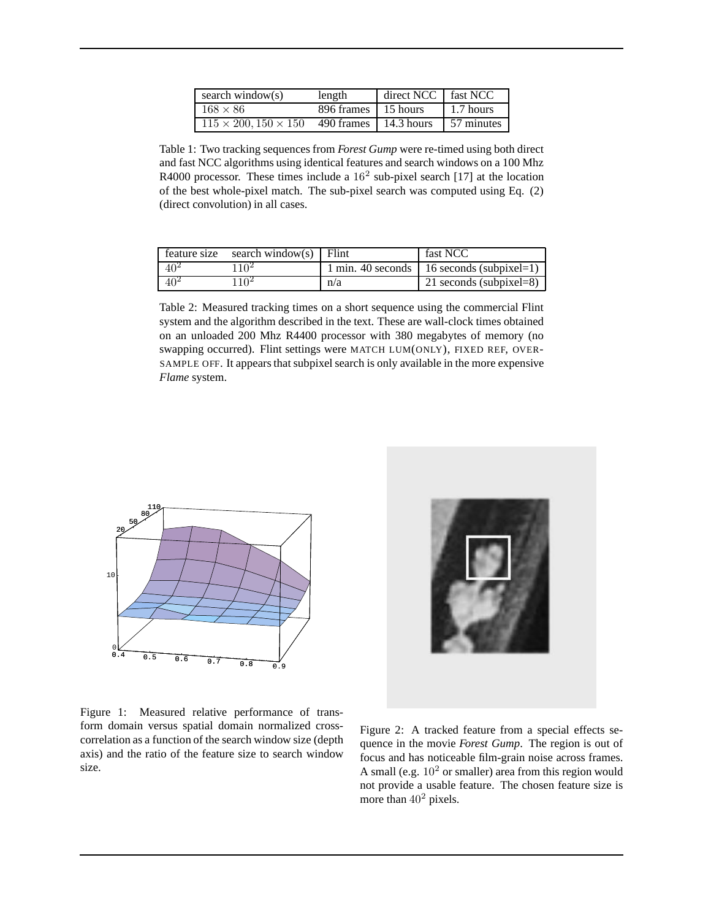| search window(s) | length | direct NCC | fast NCC |
| --- | --- | --- | --- |
| $168 \times 86$ | 896 frames | 15 hours | 1.7 hours |
| $115 \times 200, 150 \times 150$ | 490 frames | 14.3 hours | 57 minutes |

Table 1: Two tracking sequences from *Forest Gump* were re-timed using both direct and fast NCC algorithms using identical features and search windows on a 100 Mhz R4000 processor. These times include a $16^2$ sub-pixel search [17] at the location of the best whole-pixel match. The sub-pixel search was computed using Eq. (2) (direct convolution) in all cases.

| feature size | search window(s) | Flint | fast NCC |
| --- | --- | --- | --- |
| $40^2$ | $110^2$ | 1 min. 40 seconds | 16 seconds (subpixel=1) |
| $40^2$ | $110^2$ | n/a | 21 seconds (subpixel=8) |

Table 2: Measured tracking times on a short sequence using the commercial Flint system and the algorithm described in the text. These are wall-clock times obtained on an unloaded 200 Mhz R4400 processor with 380 megabytes of memory (no swapping occurred). Flint settings were MATCH LUM(ONLY), FIXED REF, OVERSAMPLE OFF. It appears that subpixel search is only available in the more expensive *Flame* system.

Figure 1: Measured relative performance of transform domain versus spatial domain normalized cross-correlation as a function of the search window size (depth axis) and the ratio of the feature size to search window size.

Figure 2: A tracked feature from a special effects sequence in the movie *Forest Gump*. The region is out of focus and has noticeable film-grain noise across frames. A small (e.g. $10^2$ or smaller) area from this region would not provide a usable feature. The chosen feature size is more than $40^2$ pixels.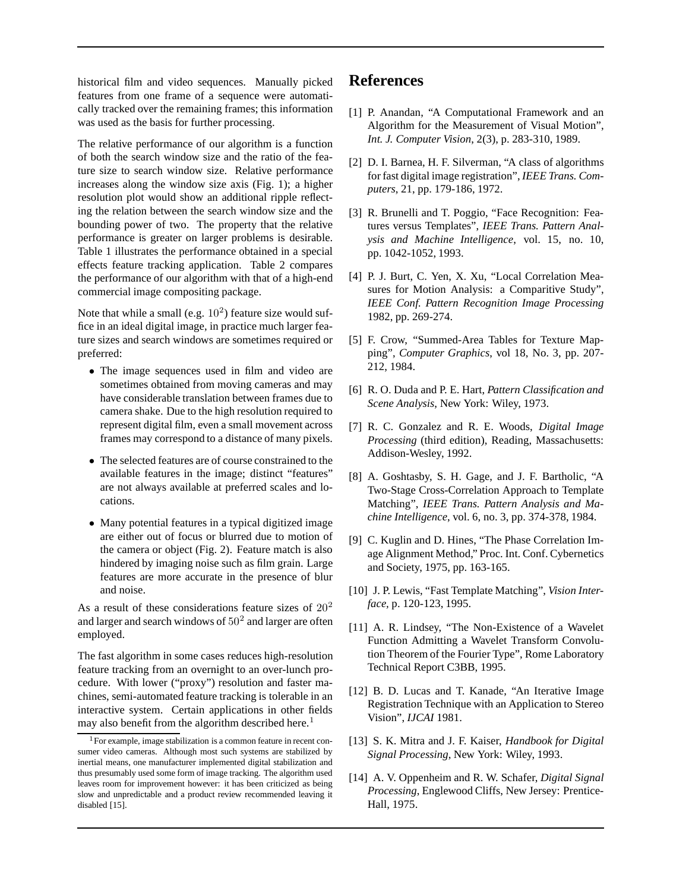historical film and video sequences. Manually picked features from one frame of a sequence were automatically tracked over the remaining frames; this information was used as the basis for further processing.

The relative performance of our algorithm is a function of both the search window size and the ratio of the feature size to search window size. Relative performance increases along the window size axis (Fig. 1); a higher resolution plot would show an additional ripple reflecting the relation between the search window size and the bounding power of two. The property that the relative performance is greater on larger problems is desirable. Table 1 illustrates the performance obtained in a special effects feature tracking application. Table 2 compares the performance of our algorithm with that of a high-end commercial image compositing package.

Note that while a small (e.g. $10^2$) feature size would suffice in an ideal digital image, in practice much larger feature sizes and search windows are sometimes required or preferred:

- The image sequences used in film and video are sometimes obtained from moving cameras and may have considerable translation between frames due to camera shake. Due to the high resolution required to represent digital film, even a small movement across frames may correspond to a distance of many pixels.
- The selected features are of course constrained to the available features in the image; distinct "features" are not always available at preferred scales and locations.
- Many potential features in a typical digitized image are either out of focus or blurred due to motion of the camera or object (Fig. 2). Feature match is also hindered by imaging noise such as film grain. Large features are more accurate in the presence of blur and noise.

As a result of these considerations feature sizes of $20^2$ and larger and search windows of $50^2$ and larger are often employed.

The fast algorithm in some cases reduces high-resolution feature tracking from an overnight to an over-lunch procedure. With lower ("proxy") resolution and faster machines, semi-automated feature tracking is tolerable in an interactive system. Certain applications in other fields may also benefit from the algorithm described here.[1]

[1] For example, image stabilization is a common feature in recent consumer video cameras. Although most such systems are stabilized by inertial means, one manufacturer implemented digital stabilization and thus presumably used some form of image tracking. The algorithm used leaves room for improvement however: it has been criticized as being slow and unpredictable and a product review recommended leaving it disabled [15].

# References

[1] P. Anandan, "A Computational Framework and an Algorithm for the Measurement of Visual Motion", *Int. J. Computer Vision*, 2(3), p. 283-310, 1989.

[2] D. I. Barnea, H. F. Silverman, "A class of algorithms for fast digital image registration", *IEEE Trans. Computers*, 21, pp. 179-186, 1972.

[3] R. Brunelli and T. Poggio, "Face Recognition: Features versus Templates", *IEEE Trans. Pattern Analysis and Machine Intelligence*, vol. 15, no. 10, pp. 1042-1052, 1993.

[4] P. J. Burt, C. Yen, X. Xu, "Local Correlation Measures for Motion Analysis: a Comparitive Study", *IEEE Conf. Pattern Recognition Image Processing* 1982, pp. 269-274.

[5] F. Crow, "Summed-Area Tables for Texture Mapping", *Computer Graphics*, vol 18, No. 3, pp. 207-212, 1984.

[6] R. O. Duda and P. E. Hart, *Pattern Classification and Scene Analysis*, New York: Wiley, 1973.

[7] R. C. Gonzalez and R. E. Woods, *Digital Image Processing* (third edition), Reading, Massachusetts: Addison-Wesley, 1992.

[8] A. Goshtasby, S. H. Gage, and J. F. Bartholic, "A Two-Stage Cross-Correlation Approach to Template Matching", *IEEE Trans. Pattern Analysis and Machine Intelligence*, vol. 6, no. 3, pp. 374-378, 1984.

[9] C. Kuglin and D. Hines, "The Phase Correlation Image Alignment Method," Proc. Int. Conf. Cybernetics and Society, 1975, pp. 163-165.

[10] J. P. Lewis, "Fast Template Matching", *Vision Interface*, p. 120-123, 1995.

[11] A. R. Lindsey, "The Non-Existence of a Wavelet Function Admitting a Wavelet Transform Convolution Theorem of the Fourier Type", Rome Laboratory Technical Report C3BB, 1995.

[12] B. D. Lucas and T. Kanade, "An Iterative Image Registration Technique with an Application to Stereo Vision", *IJCAI* 1981.

[13] S. K. Mitra and J. F. Kaiser, *Handbook for Digital Signal Processing*, New York: Wiley, 1993.

[14] A. V. Oppenheim and R. W. Schafer, *Digital Signal Processing*, Englewood Cliffs, New Jersey: Prentice-Hall, 1975.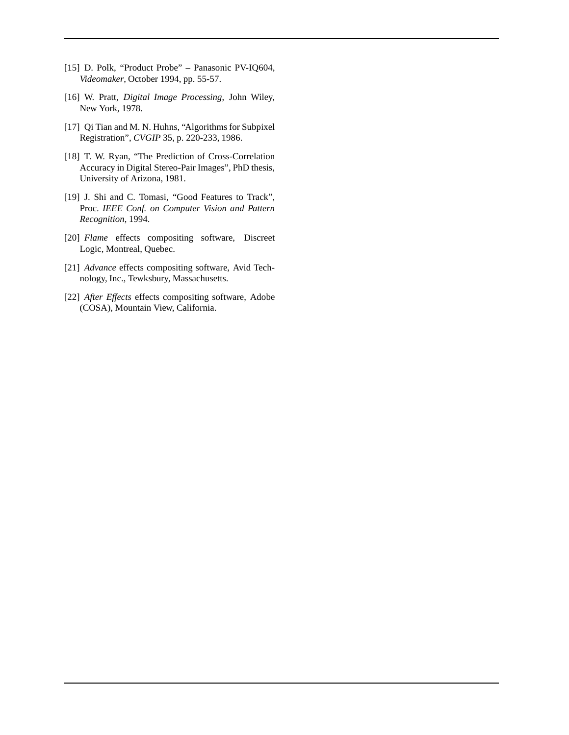[15] D. Polk, "Product Probe" – Panasonic PV-IQ604, *Videomaker*, October 1994, pp. 55-57.

[16] W. Pratt, *Digital Image Processing*, John Wiley, New York, 1978.

[17] Qi Tian and M. N. Huhns, "Algorithms for Subpixel Registration", *CVGIP* 35, p. 220-233, 1986.

[18] T. W. Ryan, "The Prediction of Cross-Correlation Accuracy in Digital Stereo-Pair Images", PhD thesis, University of Arizona, 1981.

[19] J. Shi and C. Tomasi, "Good Features to Track", Proc. *IEEE Conf. on Computer Vision and Pattern Recognition*, 1994.

[20] *Flame* effects compositing software, Discreet Logic, Montreal, Quebec.

[21] *Advance* effects compositing software, Avid Technology, Inc., Tewksbury, Massachusetts.

[22] *After Effects* effects compositing software, Adobe (COSA), Mountain View, California.